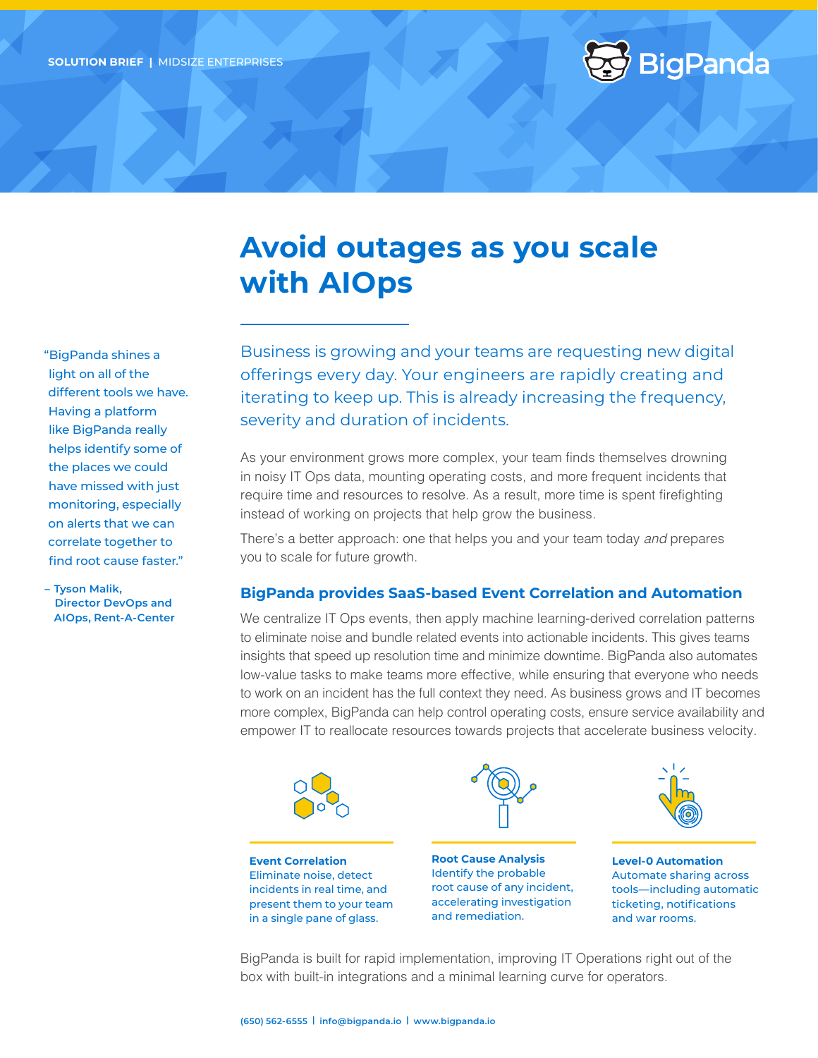**SOLUTION BRIEF** | MIDSIZE ENTERPRISES

BigPanda

# Avoid outages as you scale with AIOps

"BigPanda shines a light on all of the different tools we have. Having a platform like BigPanda really helps identify some of the places we could have missed with just monitoring, especially on alerts that we can correlate together to find root cause faster."

– **Tyson Malik, Director DevOps and AIOps, Rent-A-Center**

Business is growing and your teams are requesting new digital offerings every day. Your engineers are rapidly creating and iterating to keep up. This is already increasing the frequency, severity and duration of incidents.

As your environment grows more complex, your team finds themselves drowning in noisy IT Ops data, mounting operating costs, and more frequent incidents that require time and resources to resolve. As a result, more time is spent firefighting instead of working on projects that help grow the business.

There's a better approach: one that helps you and your team today *and* prepares you to scale for future growth.

## BigPanda provides SaaS-based Event Correlation and Automation

We centralize IT Ops events, then apply machine learning-derived correlation patterns to eliminate noise and bundle related events into actionable incidents. This gives teams insights that speed up resolution time and minimize downtime. BigPanda also automates low-value tasks to make teams more effective, while ensuring that everyone who needs to work on an incident has the full context they need. As business grows and IT becomes more complex, BigPanda can help control operating costs, ensure service availability and empower IT to reallocate resources towards projects that accelerate business velocity.

**Event Correlation**
Eliminate noise, detect incidents in real time, and present them to your team in a single pane of glass.

**Root Cause Analysis**
Identify the probable root cause of any incident, accelerating investigation and remediation.

**Level-0 Automation**
Automate sharing across tools—including automatic ticketing, notifications and war rooms.

BigPanda is built for rapid implementation, improving IT Operations right out of the box with built-in integrations and a minimal learning curve for operators.

(650) 562-6555 | info@bigpanda.io | www.bigpanda.io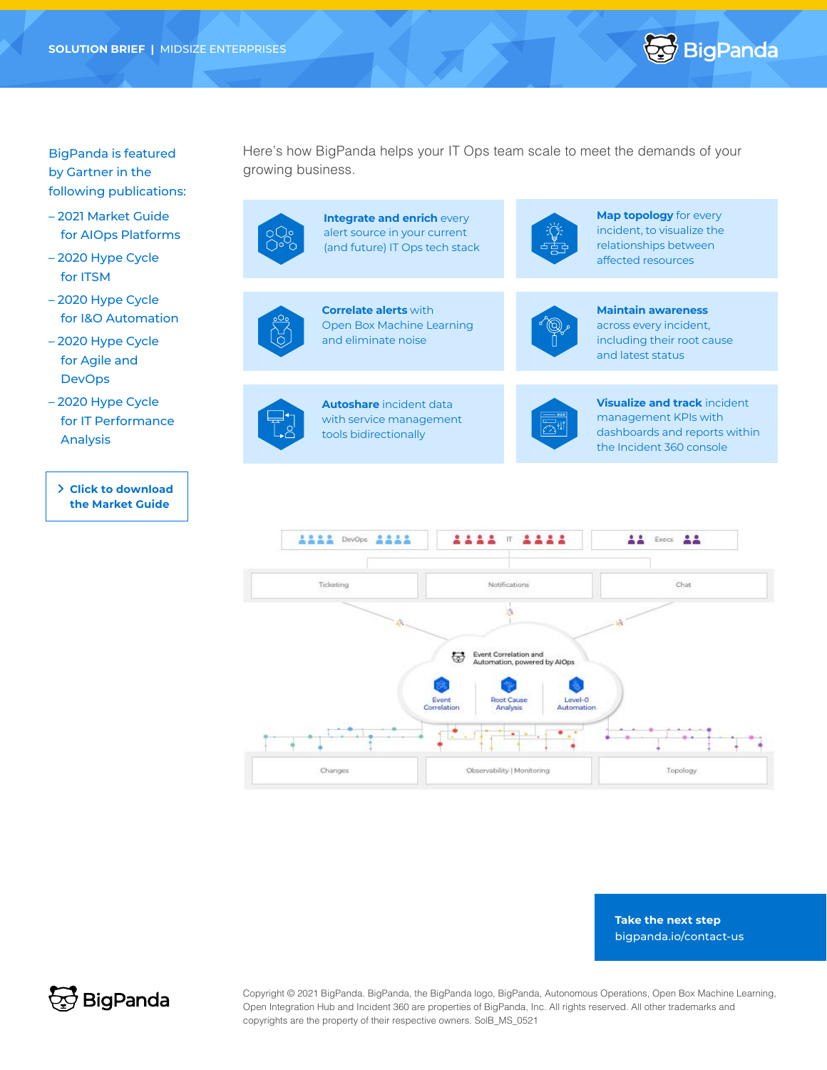BigPanda is featured by Gartner in the following publications:

- 2021 Market Guide for AIOps Platforms
- 2020 Hype Cycle for ITSM
- 2020 Hype Cycle for I&O Automation
- 2020 Hype Cycle for Agile and DevOps
- 2020 Hype Cycle for IT Performance Analysis

**Click to download the Market Guide**

Here's how BigPanda helps your IT Ops team scale to meet the demands of your growing business.

**Integrate and enrich** every alert source in your current (and future) IT Ops tech stack

**Map topology** for every incident, to visualize the relationships between affected resources

**Correlate alerts** with Open Box Machine Learning and eliminate noise

**Maintain awareness** across every incident, including their root cause and latest status

**Autoshare** incident data with service management tools bidirectionally

**Visualize and track** incident management KPIs with dashboards and reports within the Incident 360 console

DevOps
IT
Execs
Ticketing
Notifications
Chat
Event Correlation and Automation, powered by AIOps
Event Correlation
Root Cause Analysis
Level-0 Automation
Changes
Observability | Monitoring
Topology

**Take the next step**
bigpanda.io/contact-us

Copyright © 2021 BigPanda. BigPanda, the BigPanda logo, BigPanda, Autonomous Operations, Open Box Machine Learning, Open Integration Hub and Incident 360 are properties of BigPanda, Inc. All rights reserved. All other trademarks and copyrights are the property of their respective owners. SolB_MS_0521